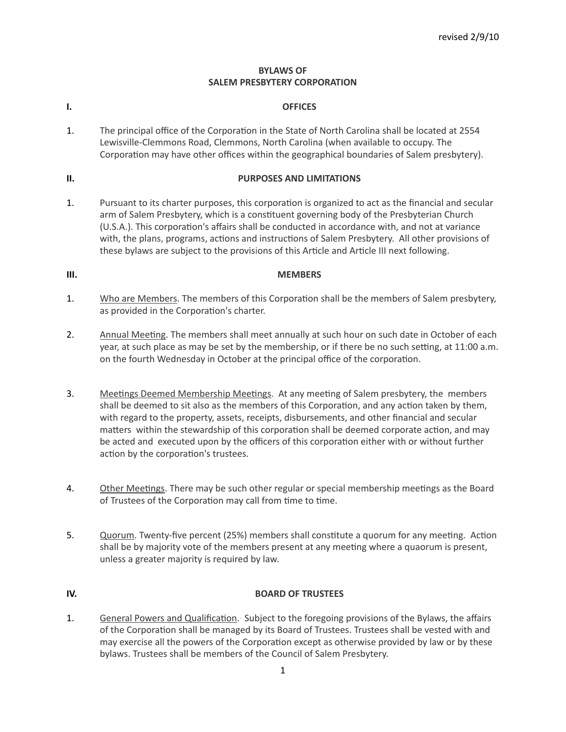revised 2/9/10

# BYLAWS OF SALEM PRESBYTERY CORPORATION

## I. OFFICES

1. The principal office of the Corporation in the State of North Carolina shall be located at 2554 Lewisville-Clemmons Road, Clemmons, North Carolina (when available to occupy. The Corporation may have other offices within the geographical boundaries of Salem presbytery).

## II. PURPOSES AND LIMITATIONS

1. Pursuant to its charter purposes, this corporation is organized to act as the financial and secular arm of Salem Presbytery, which is a constituent governing body of the Presbyterian Church (U.S.A.). This corporation's affairs shall be conducted in accordance with, and not at variance with, the plans, programs, actions and instructions of Salem Presbytery. All other provisions of these bylaws are subject to the provisions of this Article and Article III next following.

## III. MEMBERS

1. Who are Members. The members of this Corporation shall be the members of Salem presbytery, as provided in the Corporation's charter.

2. Annual Meeting. The members shall meet annually at such hour on such date in October of each year, at such place as may be set by the membership, or if there be no such setting, at 11:00 a.m. on the fourth Wednesday in October at the principal office of the corporation.

3. Meetings Deemed Membership Meetings. At any meeting of Salem presbytery, the members shall be deemed to sit also as the members of this Corporation, and any action taken by them, with regard to the property, assets, receipts, disbursements, and other financial and secular matters within the stewardship of this corporation shall be deemed corporate action, and may be acted and executed upon by the officers of this corporation either with or without further action by the corporation's trustees.

4. Other Meetings. There may be such other regular or special membership meetings as the Board of Trustees of the Corporation may call from time to time.

5. Quorum. Twenty-five percent (25%) members shall constitute a quorum for any meeting. Action shall be by majority vote of the members present at any meeting where a quaorum is present, unless a greater majority is required by law.

## IV. BOARD OF TRUSTEES

1. General Powers and Qualification. Subject to the foregoing provisions of the Bylaws, the affairs of the Corporation shall be managed by its Board of Trustees. Trustees shall be vested with and may exercise all the powers of the Corporation except as otherwise provided by law or by these bylaws. Trustees shall be members of the Council of Salem Presbytery.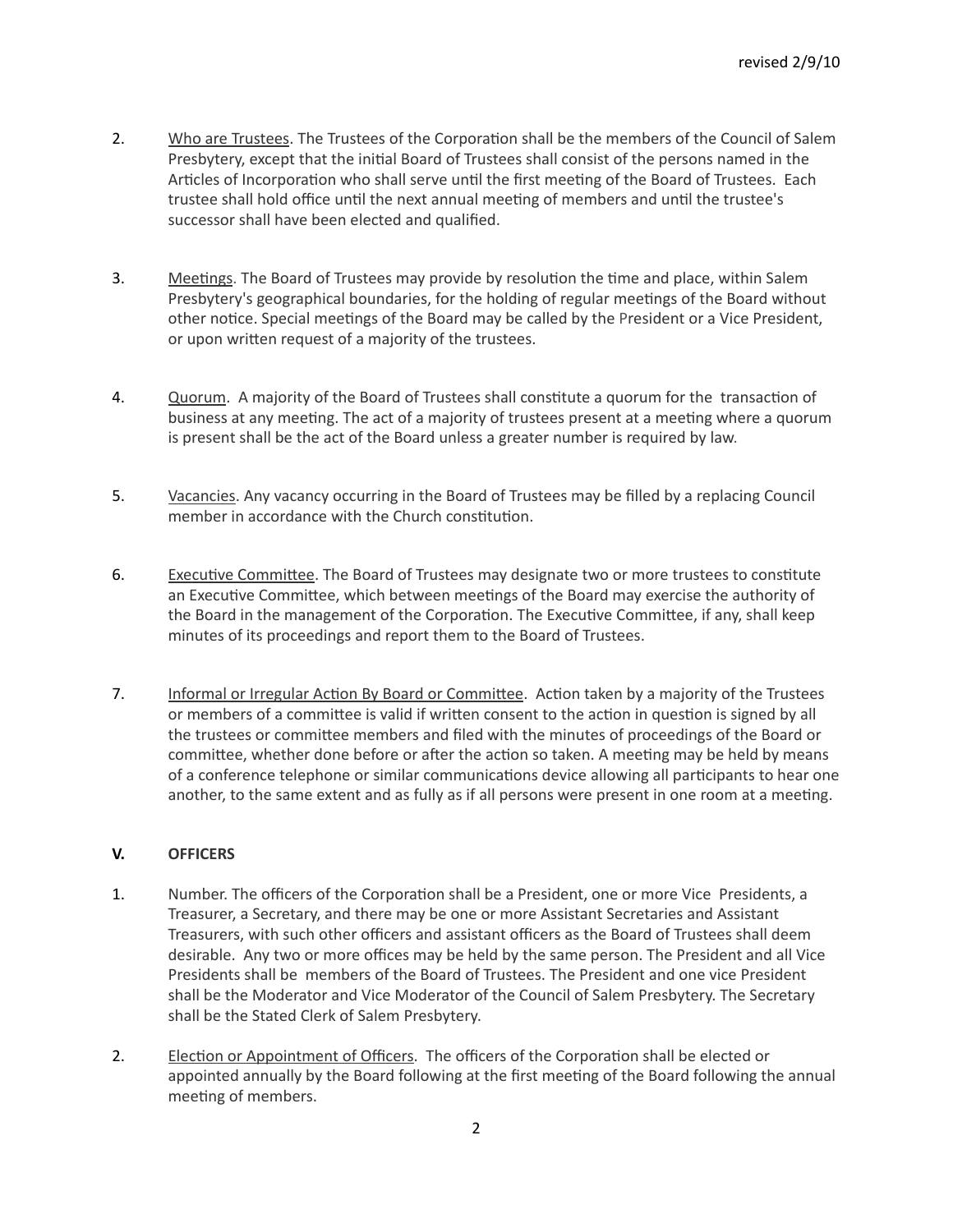2. Who are Trustees. The Trustees of the Corporation shall be the members of the Council of Salem Presbytery, except that the initial Board of Trustees shall consist of the persons named in the Articles of Incorporation who shall serve until the first meeting of the Board of Trustees. Each trustee shall hold office until the next annual meeting of members and until the trustee's successor shall have been elected and qualified.

3. Meetings. The Board of Trustees may provide by resolution the time and place, within Salem Presbytery's geographical boundaries, for the holding of regular meetings of the Board without other notice. Special meetings of the Board may be called by the President or a Vice President, or upon written request of a majority of the trustees.

4. Quorum. A majority of the Board of Trustees shall constitute a quorum for the transaction of business at any meeting. The act of a majority of trustees present at a meeting where a quorum is present shall be the act of the Board unless a greater number is required by law.

5. Vacancies. Any vacancy occurring in the Board of Trustees may be filled by a replacing Council member in accordance with the Church constitution.

6. Executive Committee. The Board of Trustees may designate two or more trustees to constitute an Executive Committee, which between meetings of the Board may exercise the authority of the Board in the management of the Corporation. The Executive Committee, if any, shall keep minutes of its proceedings and report them to the Board of Trustees.

7. Informal or Irregular Action By Board or Committee. Action taken by a majority of the Trustees or members of a committee is valid if written consent to the action in question is signed by all the trustees or committee members and filed with the minutes of proceedings of the Board or committee, whether done before or after the action so taken. A meeting may be held by means of a conference telephone or similar communications device allowing all participants to hear one another, to the same extent and as fully as if all persons were present in one room at a meeting.

## V. OFFICERS

1. Number. The officers of the Corporation shall be a President, one or more Vice Presidents, a Treasurer, a Secretary, and there may be one or more Assistant Secretaries and Assistant Treasurers, with such other officers and assistant officers as the Board of Trustees shall deem desirable. Any two or more offices may be held by the same person. The President and all Vice Presidents shall be members of the Board of Trustees. The President and one vice President shall be the Moderator and Vice Moderator of the Council of Salem Presbytery. The Secretary shall be the Stated Clerk of Salem Presbytery.

2. Election or Appointment of Officers. The officers of the Corporation shall be elected or appointed annually by the Board following at the first meeting of the Board following the annual meeting of members.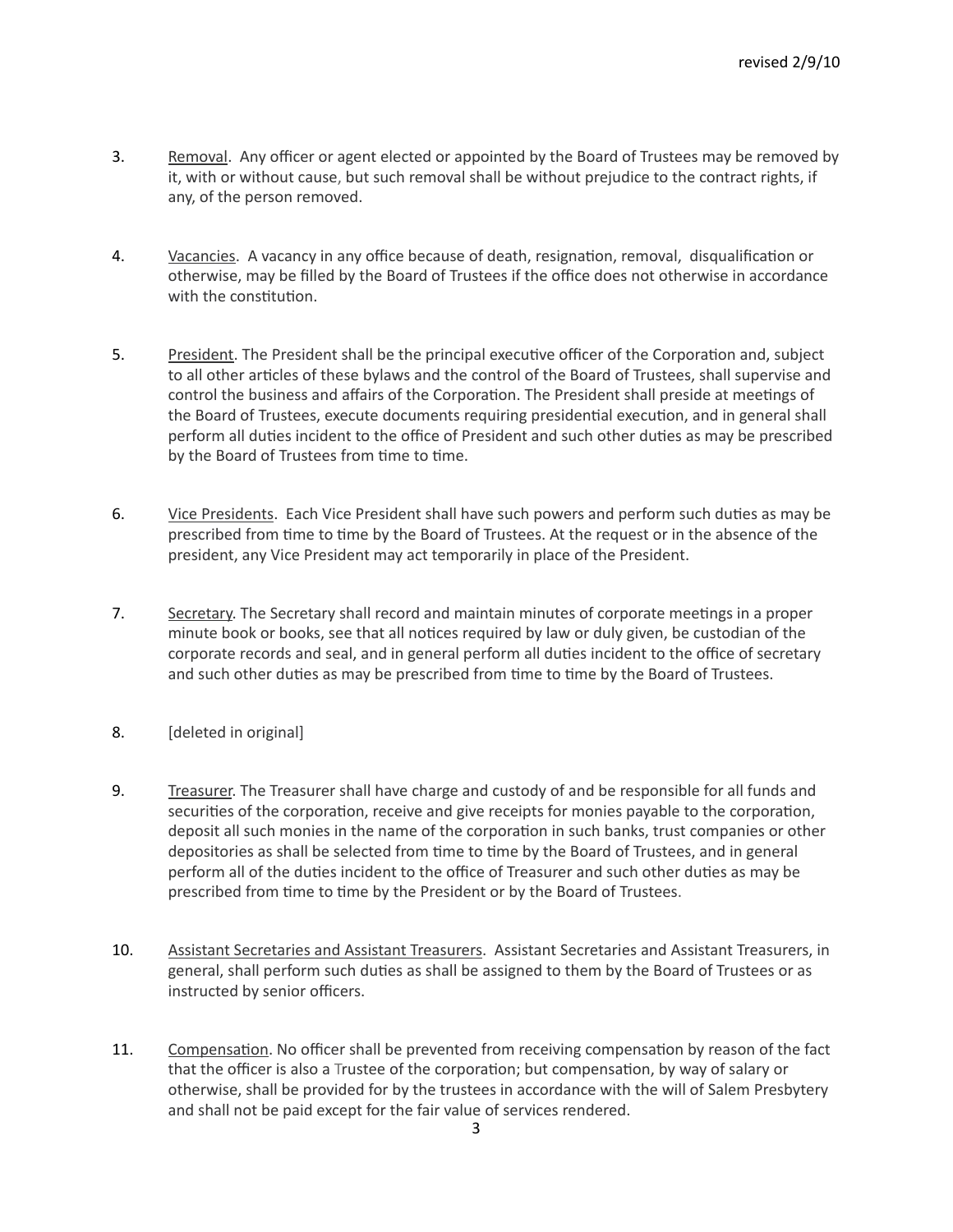3. Removal. Any officer or agent elected or appointed by the Board of Trustees may be removed by it, with or without cause, but such removal shall be without prejudice to the contract rights, if any, of the person removed.

4. Vacancies. A vacancy in any office because of death, resignation, removal, disqualification or otherwise, may be filled by the Board of Trustees if the office does not otherwise in accordance with the constitution.

5. President. The President shall be the principal executive officer of the Corporation and, subject to all other articles of these bylaws and the control of the Board of Trustees, shall supervise and control the business and affairs of the Corporation. The President shall preside at meetings of the Board of Trustees, execute documents requiring presidential execution, and in general shall perform all duties incident to the office of President and such other duties as may be prescribed by the Board of Trustees from time to time.

6. Vice Presidents. Each Vice President shall have such powers and perform such duties as may be prescribed from time to time by the Board of Trustees. At the request or in the absence of the president, any Vice President may act temporarily in place of the President.

7. Secretary. The Secretary shall record and maintain minutes of corporate meetings in a proper minute book or books, see that all notices required by law or duly given, be custodian of the corporate records and seal, and in general perform all duties incident to the office of secretary and such other duties as may be prescribed from time to time by the Board of Trustees.

8. [deleted in original]

9. Treasurer. The Treasurer shall have charge and custody of and be responsible for all funds and securities of the corporation, receive and give receipts for monies payable to the corporation, deposit all such monies in the name of the corporation in such banks, trust companies or other depositories as shall be selected from time to time by the Board of Trustees, and in general perform all of the duties incident to the office of Treasurer and such other duties as may be prescribed from time to time by the President or by the Board of Trustees.

10. Assistant Secretaries and Assistant Treasurers. Assistant Secretaries and Assistant Treasurers, in general, shall perform such duties as shall be assigned to them by the Board of Trustees or as instructed by senior officers.

11. Compensation. No officer shall be prevented from receiving compensation by reason of the fact that the officer is also a Trustee of the corporation; but compensation, by way of salary or otherwise, shall be provided for by the trustees in accordance with the will of Salem Presbytery and shall not be paid except for the fair value of services rendered.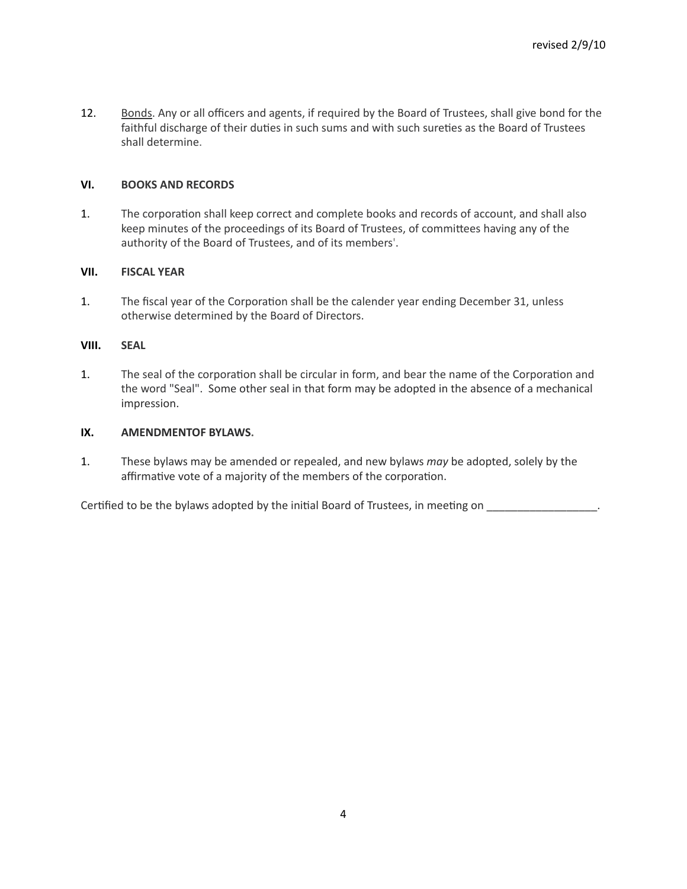12. Bonds. Any or all officers and agents, if required by the Board of Trustees, shall give bond for the faithful discharge of their duties in such sums and with such sureties as the Board of Trustees shall determine.

## VI. BOOKS AND RECORDS

1. The corporation shall keep correct and complete books and records of account, and shall also keep minutes of the proceedings of its Board of Trustees, of committees having any of the authority of the Board of Trustees, and of its members'.

## VII. FISCAL YEAR

1. The fiscal year of the Corporation shall be the calender year ending December 31, unless otherwise determined by the Board of Directors.

## VIII. SEAL

1. The seal of the corporation shall be circular in form, and bear the name of the Corporation and the word "Seal". Some other seal in that form may be adopted in the absence of a mechanical impression.

## IX. AMENDMENTOF BYLAWS.

1. These bylaws may be amended or repealed, and new bylaws *may* be adopted, solely by the affirmative vote of a majority of the members of the corporation.

Certified to be the bylaws adopted by the initial Board of Trustees, in meeting on __________________.